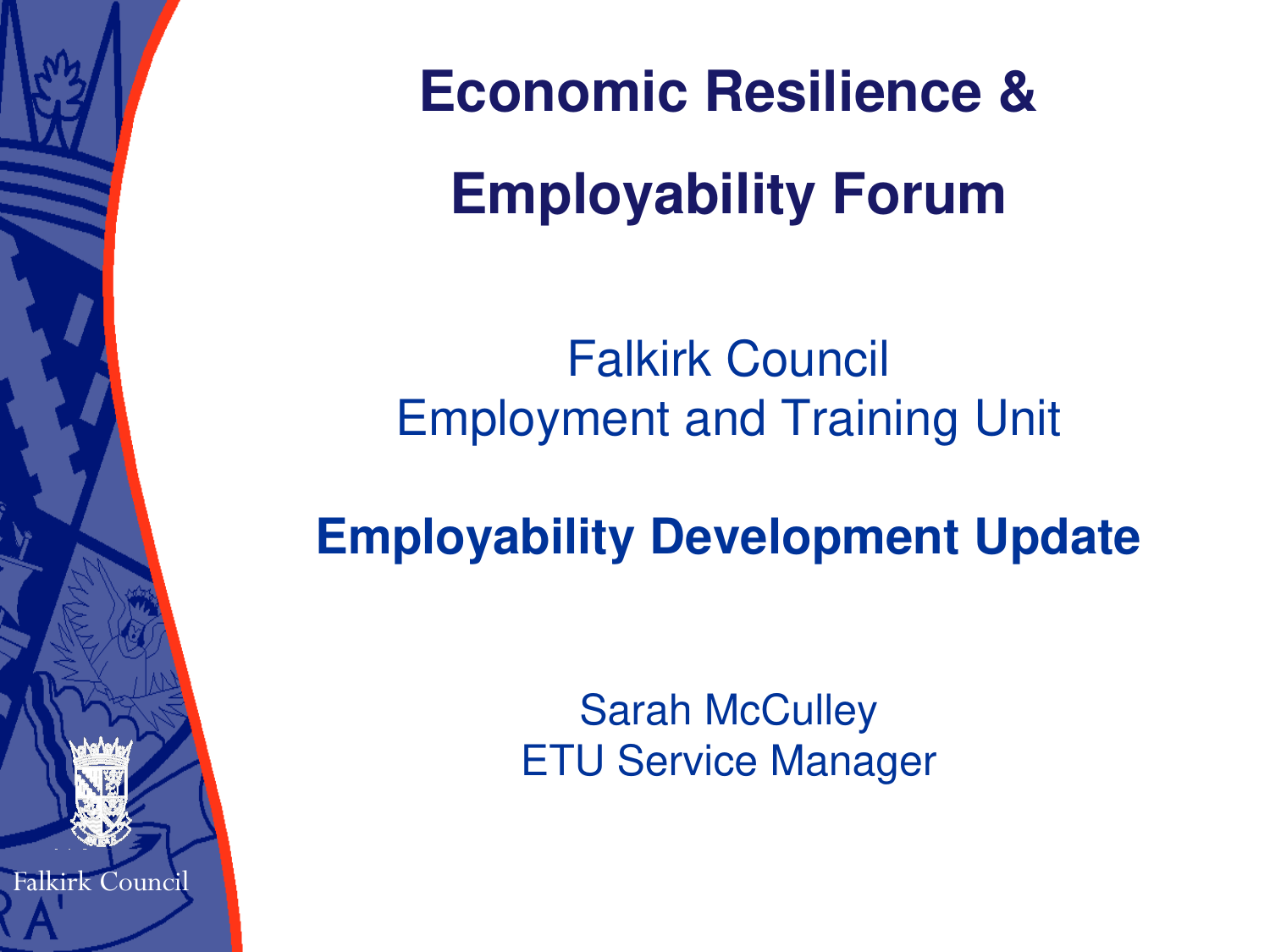# Economic Resilience & Employability Forum

Falkirk Council
Employment and Training Unit

## Employability Development Update

Sarah McCulley
ETU Service Manager

Falkirk Council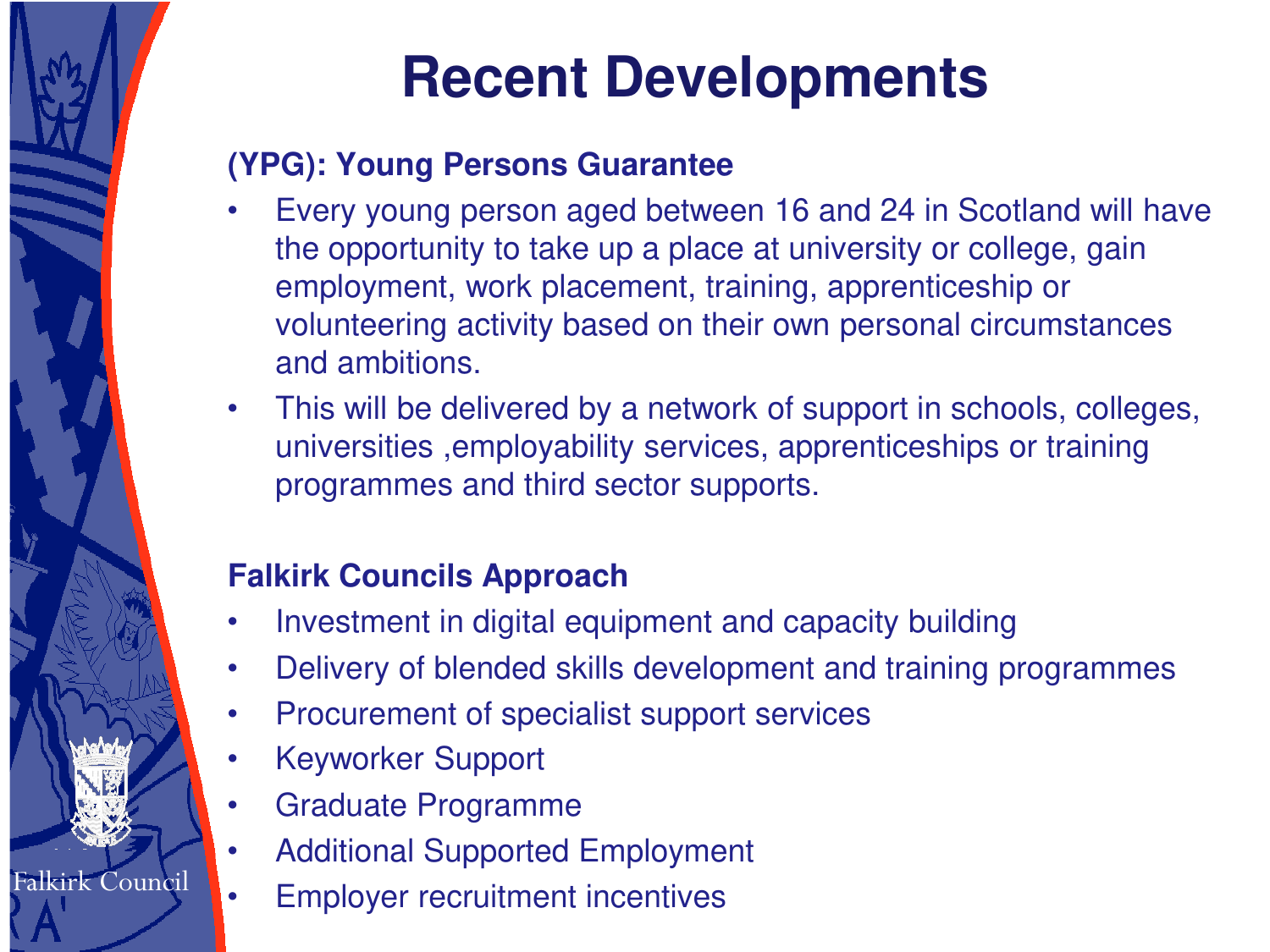# Recent Developments

**(YPG): Young Persons Guarantee**

- Every young person aged between 16 and 24 in Scotland will have the opportunity to take up a place at university or college, gain employment, work placement, training, apprenticeship or volunteering activity based on their own personal circumstances and ambitions.
- This will be delivered by a network of support in schools, colleges, universities ,employability services, apprenticeships or training programmes and third sector supports.

**Falkirk Councils Approach**

- Investment in digital equipment and capacity building
- Delivery of blended skills development and training programmes
- Procurement of specialist support services
- Keyworker Support
- Graduate Programme
- Additional Supported Employment
- Employer recruitment incentives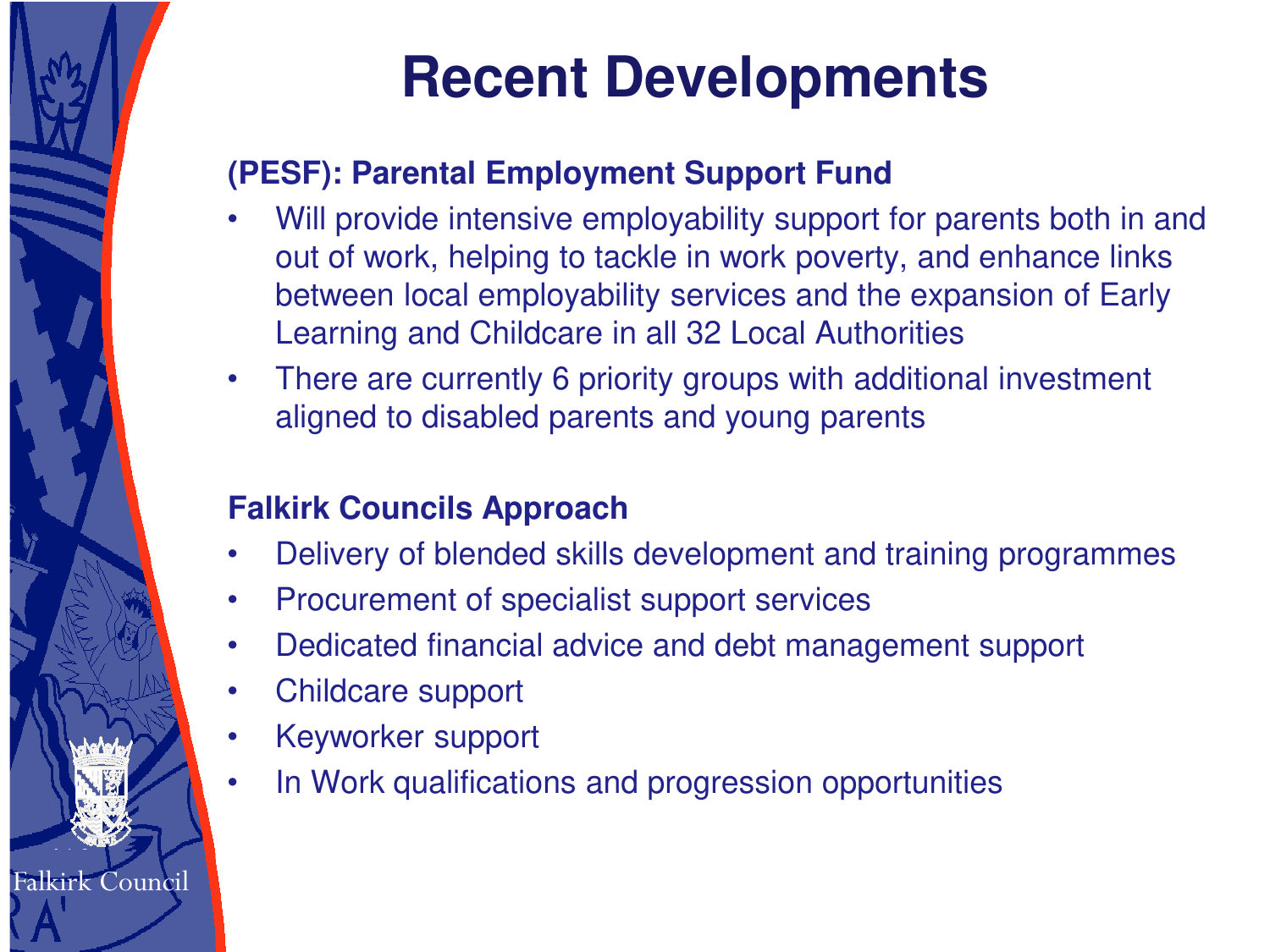# Recent Developments

**(PESF): Parental Employment Support Fund**

- Will provide intensive employability support for parents both in and out of work, helping to tackle in work poverty, and enhance links between local employability services and the expansion of Early Learning and Childcare in all 32 Local Authorities
- There are currently 6 priority groups with additional investment aligned to disabled parents and young parents

**Falkirk Councils Approach**

- Delivery of blended skills development and training programmes
- Procurement of specialist support services
- Dedicated financial advice and debt management support
- Childcare support
- Keyworker support
- In Work qualifications and progression opportunities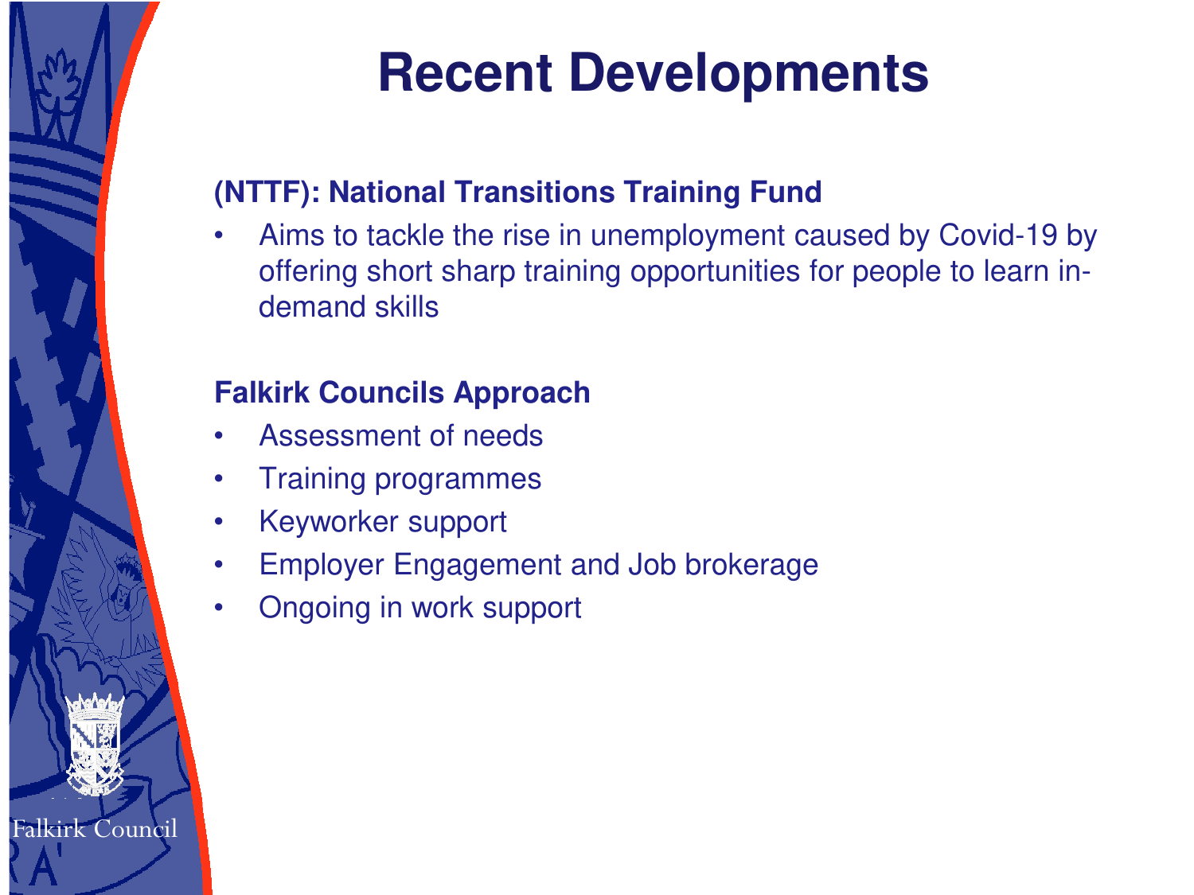# Recent Developments

**(NTTF): National Transitions Training Fund**

- Aims to tackle the rise in unemployment caused by Covid-19 by offering short sharp training opportunities for people to learn in-demand skills

**Falkirk Councils Approach**

- Assessment of needs
- Training programmes
- Keyworker support
- Employer Engagement and Job brokerage
- Ongoing in work support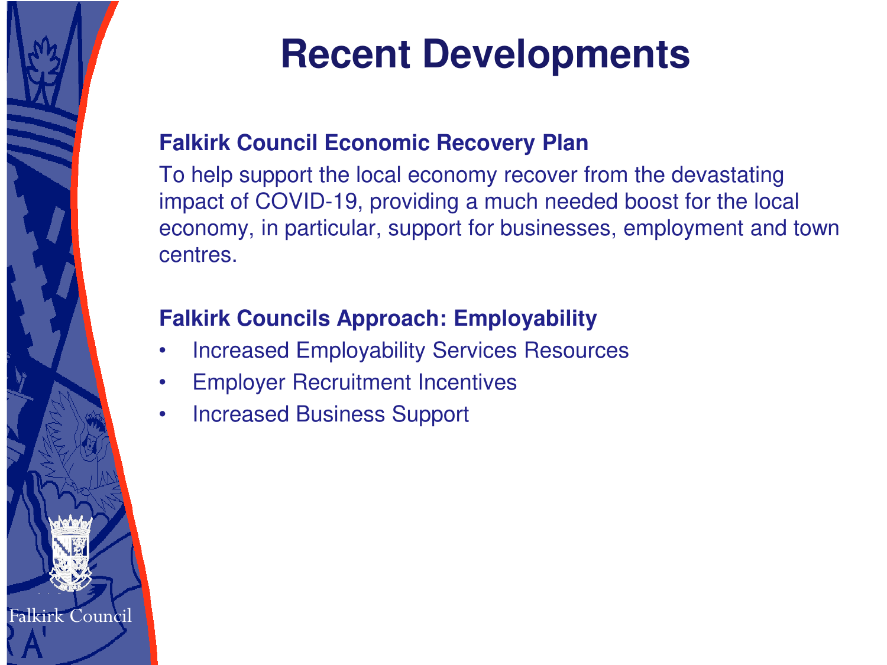# Recent Developments

**Falkirk Council Economic Recovery Plan**

To help support the local economy recover from the devastating impact of COVID-19, providing a much needed boost for the local economy, in particular, support for businesses, employment and town centres.

**Falkirk Councils Approach: Employability**

- Increased Employability Services Resources
- Employer Recruitment Incentives
- Increased Business Support

Falkirk Council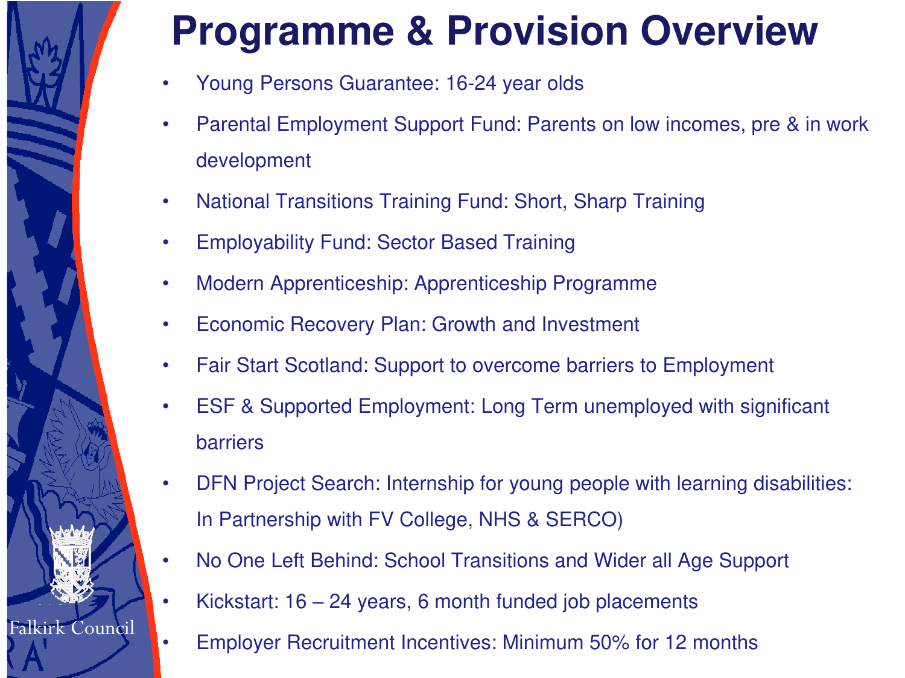# Programme & Provision Overview

- Young Persons Guarantee: 16-24 year olds
- Parental Employment Support Fund: Parents on low incomes, pre & in work development
- National Transitions Training Fund: Short, Sharp Training
- Employability Fund: Sector Based Training
- Modern Apprenticeship: Apprenticeship Programme
- Economic Recovery Plan: Growth and Investment
- Fair Start Scotland: Support to overcome barriers to Employment
- ESF & Supported Employment: Long Term unemployed with significant barriers
- DFN Project Search: Internship for young people with learning disabilities: In Partnership with FV College, NHS & SERCO)
- No One Left Behind: School Transitions and Wider all Age Support
- Kickstart: 16 – 24 years, 6 month funded job placements
- Employer Recruitment Incentives: Minimum 50% for 12 months

Falkirk Council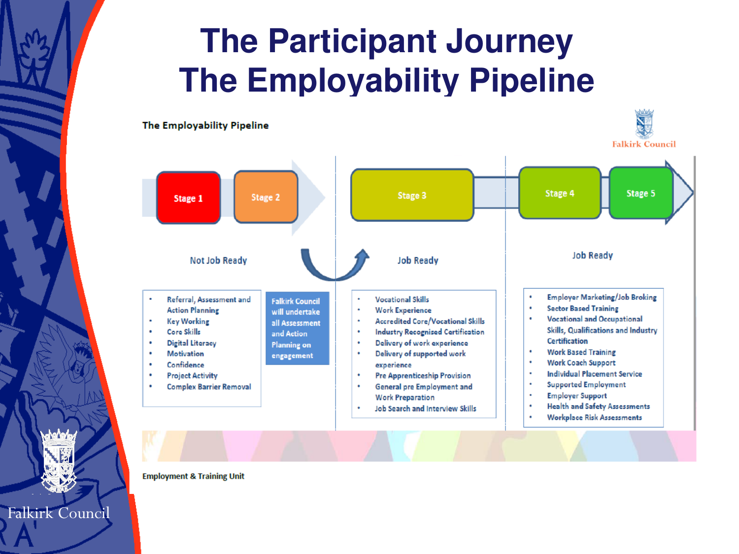# The Participant Journey
# The Employability Pipeline

**The Employability Pipeline**

Falkirk Council

Stage 1 → Stage 2 → Stage 3 → Stage 4 → Stage 5

## Not Job Ready (Stage 1 – Stage 2)

- Referral, Assessment and Action Planning
- Key Working
- Core Skills
- Digital Literacy
- Motivation
- Confidence
- Project Activity
- Complex Barrier Removal

Falkirk Council will undertake all Assessment and Action Planning on engagement

## Job Ready (Stage 3)

- Vocational Skills
- Work Experience
- Accredited Core/Vocational Skills
- Industry Recognised Certification
- Delivery of work experience
- Delivery of supported work experience
- Pre Apprenticeship Provision
- General pre Employment and Work Preparation
- Job Search and Interview Skills

## Job Ready (Stage 4 – Stage 5)

- Employer Marketing/Job Broking
- Sector Based Training
- Vocational and Occupational Skills, Qualifications and Industry Certification
- Work Based Training
- Work Coach Support
- Individual Placement Service
- Supported Employment
- Employer Support
- Health and Safety Assessments
- Workplace Risk Assessments

**Employment & Training Unit**

Falkirk Council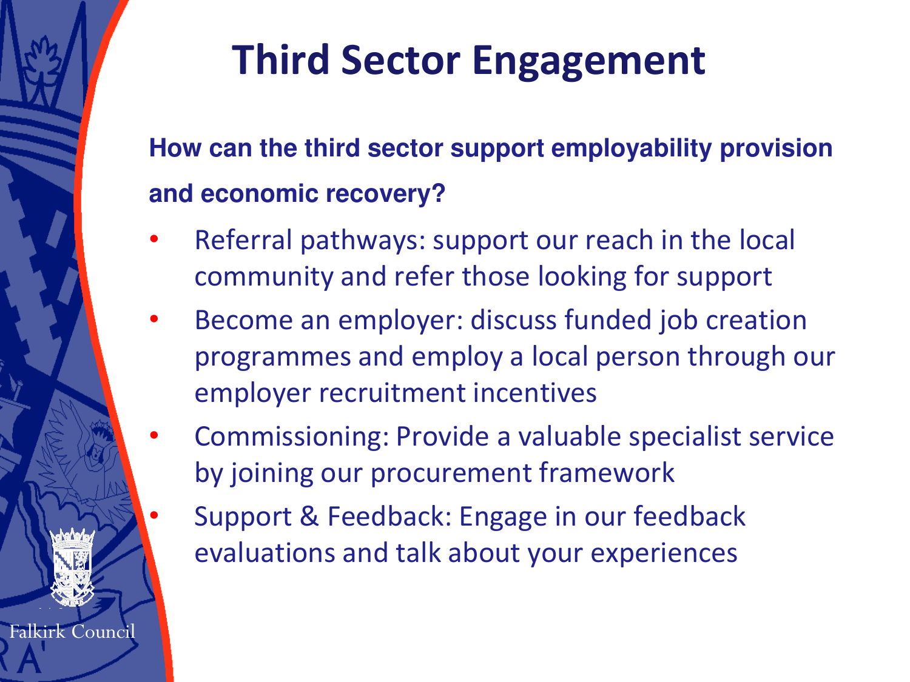# Third Sector Engagement

**How can the third sector support employability provision and economic recovery?**

- Referral pathways: support our reach in the local community and refer those looking for support
- Become an employer: discuss funded job creation programmes and employ a local person through our employer recruitment incentives
- Commissioning: Provide a valuable specialist service by joining our procurement framework
- Support & Feedback: Engage in our feedback evaluations and talk about your experiences

Falkirk Council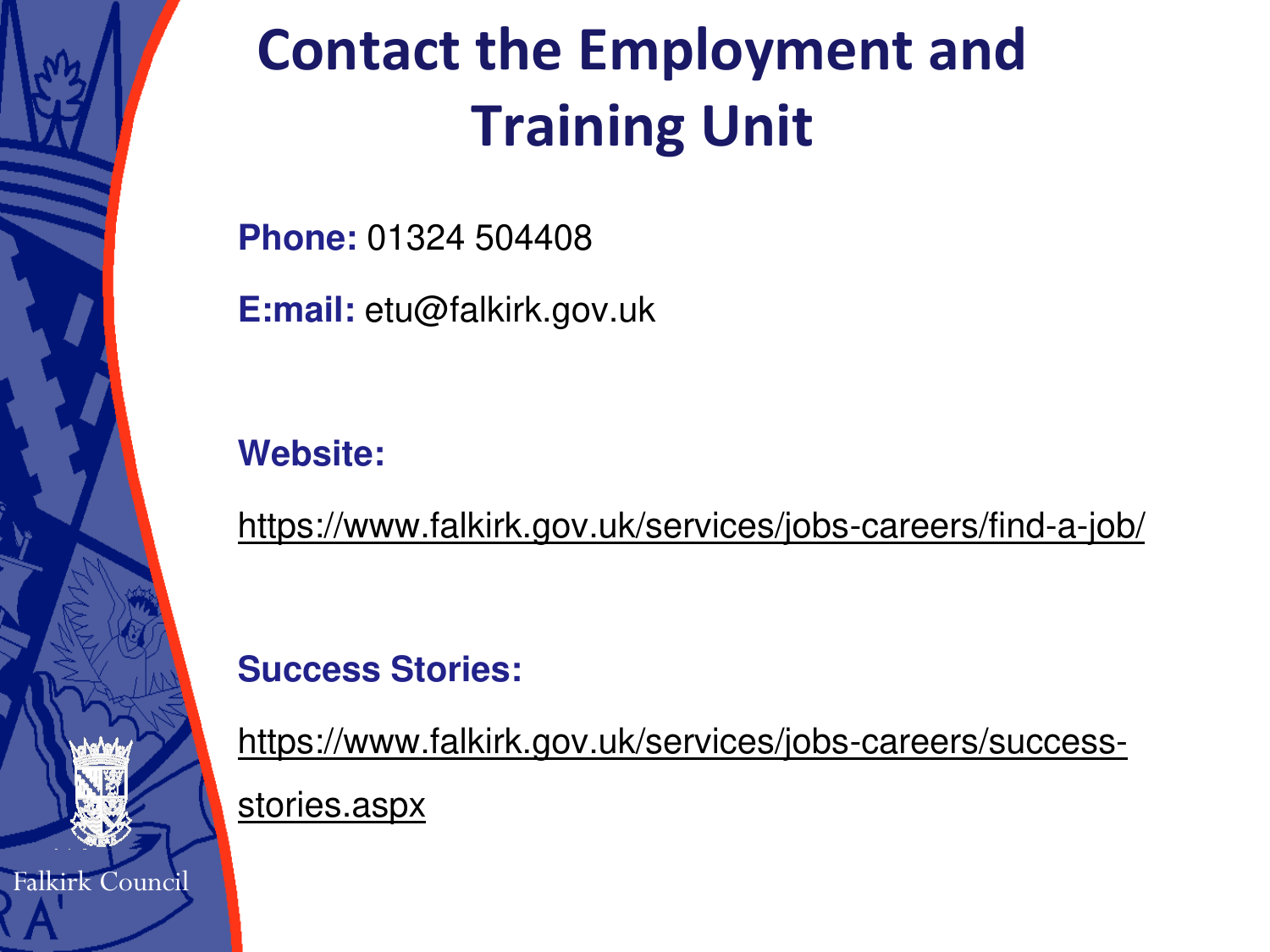# Contact the Employment and Training Unit

**Phone:** 01324 504408

**E:mail:** etu@falkirk.gov.uk

**Website:**

https://www.falkirk.gov.uk/services/jobs-careers/find-a-job/

**Success Stories:**

https://www.falkirk.gov.uk/services/jobs-careers/success-stories.aspx

Falkirk Council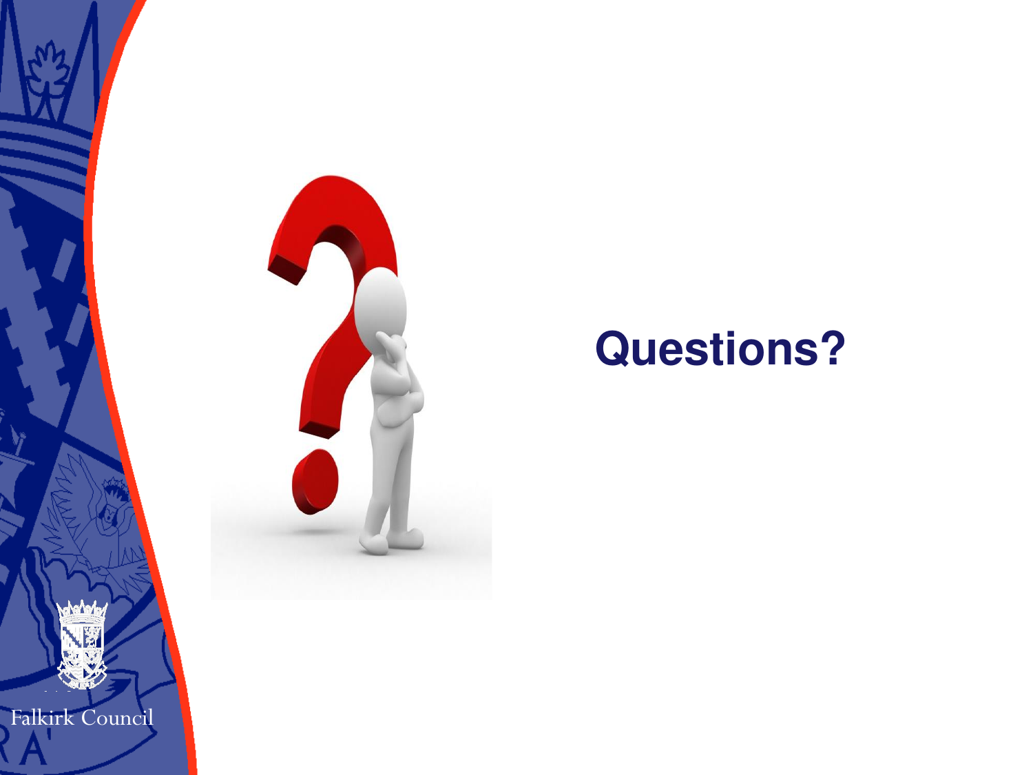# Questions?